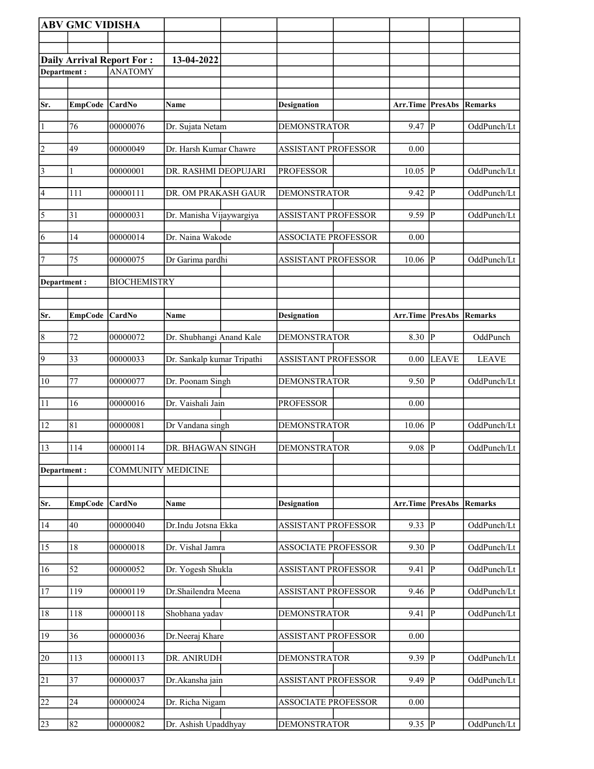**ABV GMC VIDISHA**

**Daily Arrival Report For :** **13-04-2022**

**Department :** ANATOMY

| Sr. | EmpCode | CardNo | Name | Designation | Arr.Time | PresAbs | Remarks |
|---|---|---|---|---|---|---|---|
| 1 | 76 | 00000076 | Dr. Sujata Netam | DEMONSTRATOR | 9.47 | P | OddPunch/Lt |
| 2 | 49 | 00000049 | Dr. Harsh Kumar Chawre | ASSISTANT PROFESSOR | 0.00 | | |
| 3 | 1 | 00000001 | DR. RASHMI DEOPUJARI | PROFESSOR | 10.05 | P | OddPunch/Lt |
| 4 | 111 | 00000111 | DR. OM PRAKASH GAUR | DEMONSTRATOR | 9.42 | P | OddPunch/Lt |
| 5 | 31 | 00000031 | Dr. Manisha Vijaywargiya | ASSISTANT PROFESSOR | 9.59 | P | OddPunch/Lt |
| 6 | 14 | 00000014 | Dr. Naina Wakode | ASSOCIATE PROFESSOR | 0.00 | | |
| 7 | 75 | 00000075 | Dr Garima pardhi | ASSISTANT PROFESSOR | 10.06 | P | OddPunch/Lt |

**Department :** BIOCHEMISTRY

| Sr. | EmpCode | CardNo | Name | Designation | Arr.Time | PresAbs | Remarks |
|---|---|---|---|---|---|---|---|
| 8 | 72 | 00000072 | Dr. Shubhangi Anand Kale | DEMONSTRATOR | 8.30 | P | OddPunch |
| 9 | 33 | 00000033 | Dr. Sankalp kumar Tripathi | ASSISTANT PROFESSOR | 0.00 | LEAVE | LEAVE |
| 10 | 77 | 00000077 | Dr. Poonam Singh | DEMONSTRATOR | 9.50 | P | OddPunch/Lt |
| 11 | 16 | 00000016 | Dr. Vaishali Jain | PROFESSOR | 0.00 | | |
| 12 | 81 | 00000081 | Dr Vandana singh | DEMONSTRATOR | 10.06 | P | OddPunch/Lt |
| 13 | 114 | 00000114 | DR. BHAGWAN SINGH | DEMONSTRATOR | 9.08 | P | OddPunch/Lt |

**Department :** COMMUNITY MEDICINE

| Sr. | EmpCode | CardNo | Name | Designation | Arr.Time | PresAbs | Remarks |
|---|---|---|---|---|---|---|---|
| 14 | 40 | 00000040 | Dr.Indu Jotsna Ekka | ASSISTANT PROFESSOR | 9.33 | P | OddPunch/Lt |
| 15 | 18 | 00000018 | Dr. Vishal Jamra | ASSOCIATE PROFESSOR | 9.30 | P | OddPunch/Lt |
| 16 | 52 | 00000052 | Dr. Yogesh Shukla | ASSISTANT PROFESSOR | 9.41 | P | OddPunch/Lt |
| 17 | 119 | 00000119 | Dr.Shailendra Meena | ASSISTANT PROFESSOR | 9.46 | P | OddPunch/Lt |
| 18 | 118 | 00000118 | Shobhana yadav | DEMONSTRATOR | 9.41 | P | OddPunch/Lt |
| 19 | 36 | 00000036 | Dr.Neeraj Khare | ASSISTANT PROFESSOR | 0.00 | | |
| 20 | 113 | 00000113 | DR. ANIRUDH | DEMONSTRATOR | 9.39 | P | OddPunch/Lt |
| 21 | 37 | 00000037 | Dr.Akansha jain | ASSISTANT PROFESSOR | 9.49 | P | OddPunch/Lt |
| 22 | 24 | 00000024 | Dr. Richa Nigam | ASSOCIATE PROFESSOR | 0.00 | | |
| 23 | 82 | 00000082 | Dr. Ashish Upaddhyay | DEMONSTRATOR | 9.35 | P | OddPunch/Lt |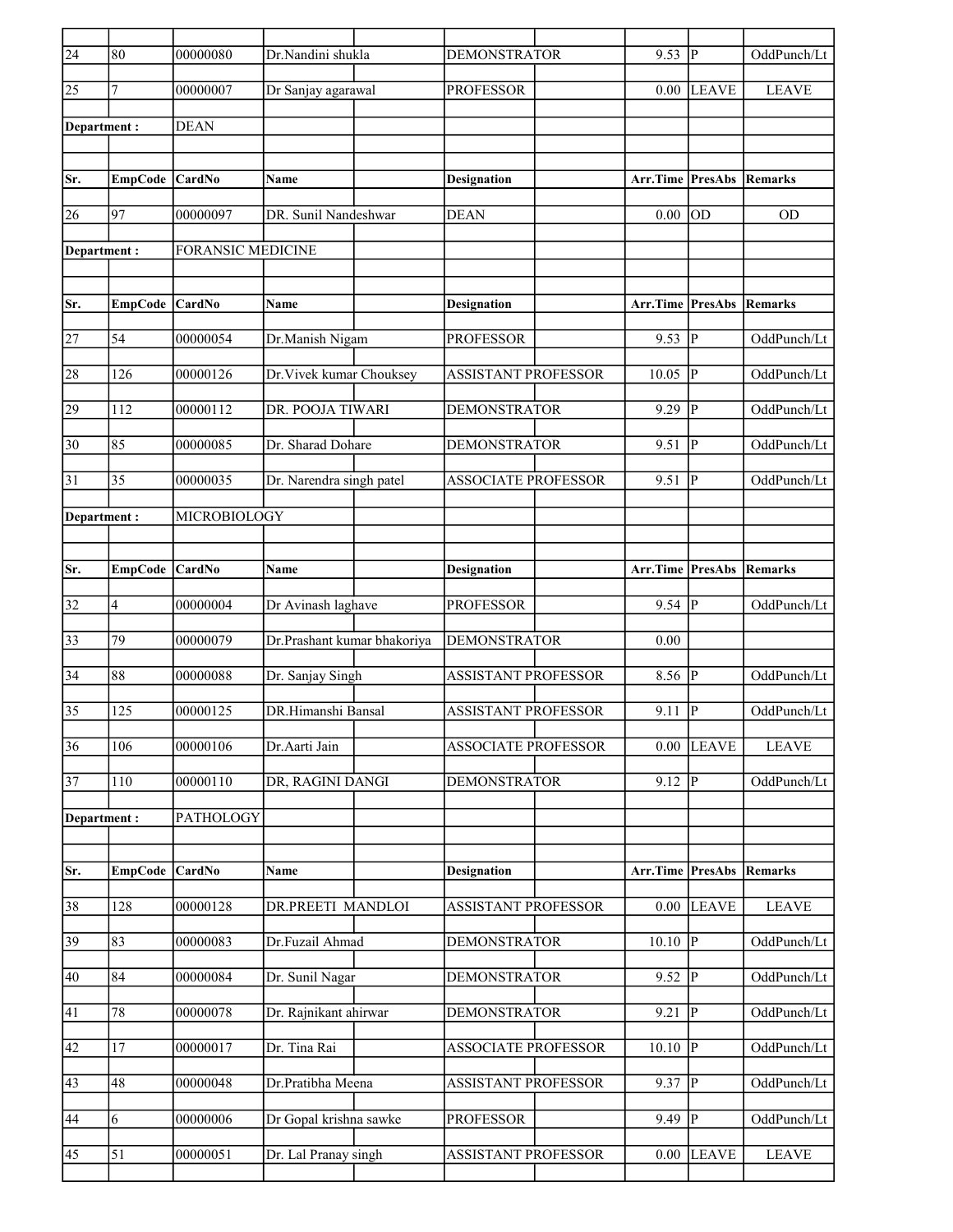| Sr. | EmpCode | CardNo | Name | Designation | Arr.Time | PresAbs | Remarks |
|---|---|---|---|---|---|---|---|
| 24 | 80 | 00000080 | Dr.Nandini shukla | DEMONSTRATOR | 9.53 | P | OddPunch/Lt |
| 25 | 7 | 00000007 | Dr Sanjay agarawal | PROFESSOR | 0.00 | LEAVE | LEAVE |

**Department :** DEAN

| Sr. | EmpCode | CardNo | Name | Designation | Arr.Time | PresAbs | Remarks |
|---|---|---|---|---|---|---|---|
| 26 | 97 | 00000097 | DR. Sunil Nandeshwar | DEAN | 0.00 | OD | OD |

**Department :** FORANSIC MEDICINE

| Sr. | EmpCode | CardNo | Name | Designation | Arr.Time | PresAbs | Remarks |
|---|---|---|---|---|---|---|---|
| 27 | 54 | 00000054 | Dr.Manish Nigam | PROFESSOR | 9.53 | P | OddPunch/Lt |
| 28 | 126 | 00000126 | Dr.Vivek kumar Chouksey | ASSISTANT PROFESSOR | 10.05 | P | OddPunch/Lt |
| 29 | 112 | 00000112 | DR. POOJA TIWARI | DEMONSTRATOR | 9.29 | P | OddPunch/Lt |
| 30 | 85 | 00000085 | Dr. Sharad Dohare | DEMONSTRATOR | 9.51 | P | OddPunch/Lt |
| 31 | 35 | 00000035 | Dr. Narendra singh patel | ASSOCIATE PROFESSOR | 9.51 | P | OddPunch/Lt |

**Department :** MICROBIOLOGY

| Sr. | EmpCode | CardNo | Name | Designation | Arr.Time | PresAbs | Remarks |
|---|---|---|---|---|---|---|---|
| 32 | 4 | 00000004 | Dr Avinash laghave | PROFESSOR | 9.54 | P | OddPunch/Lt |
| 33 | 79 | 00000079 | Dr.Prashant kumar bhakoriya | DEMONSTRATOR | 0.00 | | |
| 34 | 88 | 00000088 | Dr. Sanjay Singh | ASSISTANT PROFESSOR | 8.56 | P | OddPunch/Lt |
| 35 | 125 | 00000125 | DR.Himanshi Bansal | ASSISTANT PROFESSOR | 9.11 | P | OddPunch/Lt |
| 36 | 106 | 00000106 | Dr.Aarti Jain | ASSOCIATE PROFESSOR | 0.00 | LEAVE | LEAVE |
| 37 | 110 | 00000110 | DR, RAGINI DANGI | DEMONSTRATOR | 9.12 | P | OddPunch/Lt |

**Department :** PATHOLOGY

| Sr. | EmpCode | CardNo | Name | Designation | Arr.Time | PresAbs | Remarks |
|---|---|---|---|---|---|---|---|
| 38 | 128 | 00000128 | DR.PREETI MANDLOI | ASSISTANT PROFESSOR | 0.00 | LEAVE | LEAVE |
| 39 | 83 | 00000083 | Dr.Fuzail Ahmad | DEMONSTRATOR | 10.10 | P | OddPunch/Lt |
| 40 | 84 | 00000084 | Dr. Sunil Nagar | DEMONSTRATOR | 9.52 | P | OddPunch/Lt |
| 41 | 78 | 00000078 | Dr. Rajnikant ahirwar | DEMONSTRATOR | 9.21 | P | OddPunch/Lt |
| 42 | 17 | 00000017 | Dr. Tina Rai | ASSOCIATE PROFESSOR | 10.10 | P | OddPunch/Lt |
| 43 | 48 | 00000048 | Dr.Pratibha Meena | ASSISTANT PROFESSOR | 9.37 | P | OddPunch/Lt |
| 44 | 6 | 00000006 | Dr Gopal krishna sawke | PROFESSOR | 9.49 | P | OddPunch/Lt |
| 45 | 51 | 00000051 | Dr. Lal Pranay singh | ASSISTANT PROFESSOR | 0.00 | LEAVE | LEAVE |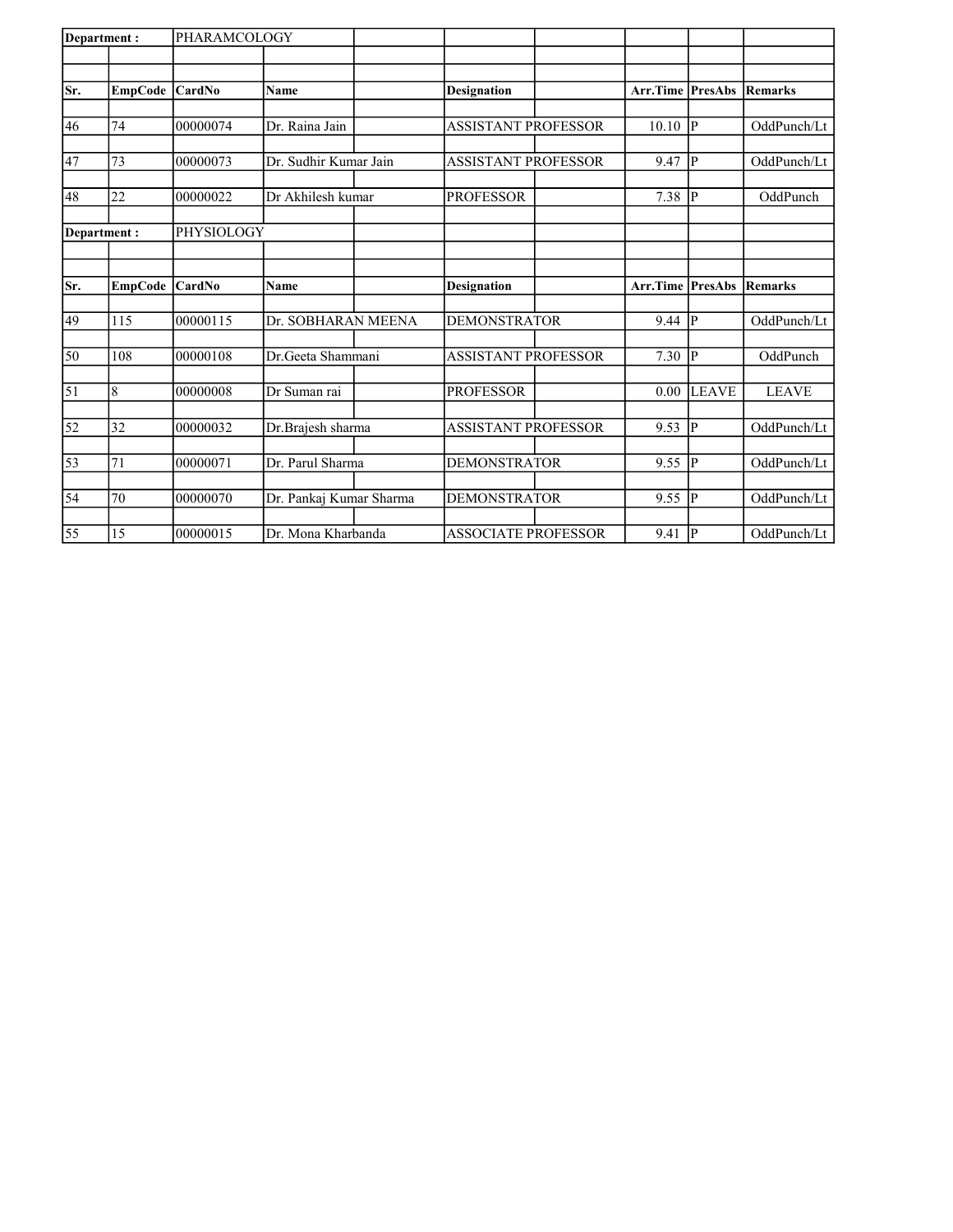| Department : | | PHARAMCOLOGY | | | | | |
|---|---|---|---|---|---|---|---|
| **Sr.** | **EmpCode** | **CardNo** | **Name** | **Designation** | **Arr.Time** | **PresAbs** | **Remarks** |
| 46 | 74 | 00000074 | Dr. Raina Jain | ASSISTANT PROFESSOR | 10.10 | P | OddPunch/Lt |
| 47 | 73 | 00000073 | Dr. Sudhir Kumar Jain | ASSISTANT PROFESSOR | 9.47 | P | OddPunch/Lt |
| 48 | 22 | 00000022 | Dr Akhilesh kumar | PROFESSOR | 7.38 | P | OddPunch |

| Department : | | PHYSIOLOGY | | | | | |
|---|---|---|---|---|---|---|---|
| **Sr.** | **EmpCode** | **CardNo** | **Name** | **Designation** | **Arr.Time** | **PresAbs** | **Remarks** |
| 49 | 115 | 00000115 | Dr. SOBHARAN MEENA | DEMONSTRATOR | 9.44 | P | OddPunch/Lt |
| 50 | 108 | 00000108 | Dr.Geeta Shammani | ASSISTANT PROFESSOR | 7.30 | P | OddPunch |
| 51 | 8 | 00000008 | Dr Suman rai | PROFESSOR | 0.00 | LEAVE | LEAVE |
| 52 | 32 | 00000032 | Dr.Brajesh sharma | ASSISTANT PROFESSOR | 9.53 | P | OddPunch/Lt |
| 53 | 71 | 00000071 | Dr. Parul Sharma | DEMONSTRATOR | 9.55 | P | OddPunch/Lt |
| 54 | 70 | 00000070 | Dr. Pankaj Kumar Sharma | DEMONSTRATOR | 9.55 | P | OddPunch/Lt |
| 55 | 15 | 00000015 | Dr. Mona Kharbanda | ASSOCIATE PROFESSOR | 9.41 | P | OddPunch/Lt |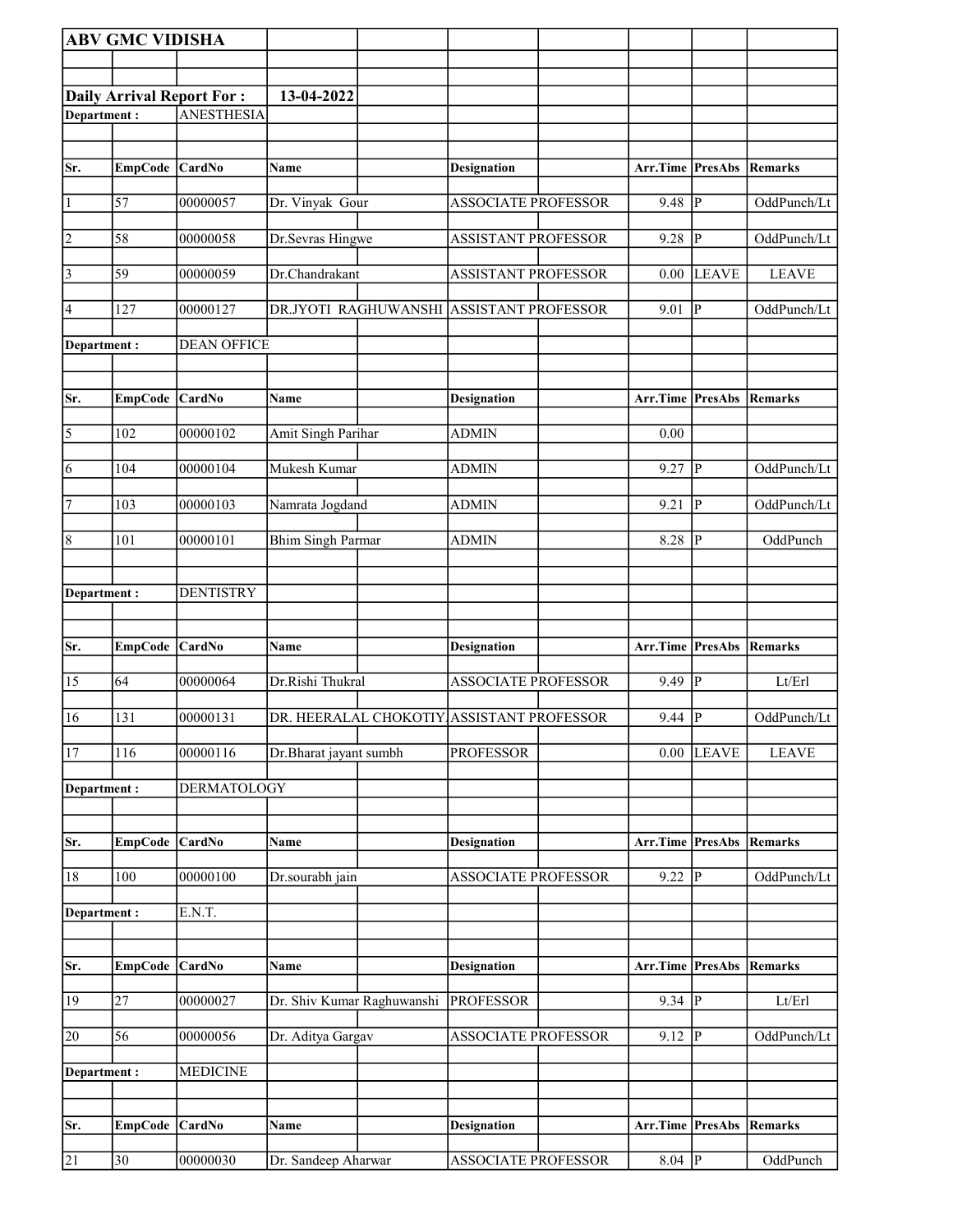**ABV GMC VIDISHA**

**Daily Arrival Report For :** **13-04-2022**

**Department :** ANESTHESIA

| Sr. | EmpCode | CardNo | Name | Designation | Arr.Time | PresAbs | Remarks |
|---|---|---|---|---|---|---|---|
| 1 | 57 | 00000057 | Dr. Vinyak Gour | ASSOCIATE PROFESSOR | 9.48 | P | OddPunch/Lt |
| 2 | 58 | 00000058 | Dr.Sevras Hingwe | ASSISTANT PROFESSOR | 9.28 | P | OddPunch/Lt |
| 3 | 59 | 00000059 | Dr.Chandrakant | ASSISTANT PROFESSOR | 0.00 | LEAVE | LEAVE |
| 4 | 127 | 00000127 | DR.JYOTI RAGHUWANSHI | ASSISTANT PROFESSOR | 9.01 | P | OddPunch/Lt |

**Department :** DEAN OFFICE

| Sr. | EmpCode | CardNo | Name | Designation | Arr.Time | PresAbs | Remarks |
|---|---|---|---|---|---|---|---|
| 5 | 102 | 00000102 | Amit Singh Parihar | ADMIN | 0.00 | | |
| 6 | 104 | 00000104 | Mukesh Kumar | ADMIN | 9.27 | P | OddPunch/Lt |
| 7 | 103 | 00000103 | Namrata Jogdand | ADMIN | 9.21 | P | OddPunch/Lt |
| 8 | 101 | 00000101 | Bhim Singh Parmar | ADMIN | 8.28 | P | OddPunch |

**Department :** DENTISTRY

| Sr. | EmpCode | CardNo | Name | Designation | Arr.Time | PresAbs | Remarks |
|---|---|---|---|---|---|---|---|
| 15 | 64 | 00000064 | Dr.Rishi Thukral | ASSOCIATE PROFESSOR | 9.49 | P | Lt/Erl |
| 16 | 131 | 00000131 | DR. HEERALAL CHOKOTIY | ASSISTANT PROFESSOR | 9.44 | P | OddPunch/Lt |
| 17 | 116 | 00000116 | Dr.Bharat jayant sumbh | PROFESSOR | 0.00 | LEAVE | LEAVE |

**Department :** DERMATOLOGY

| Sr. | EmpCode | CardNo | Name | Designation | Arr.Time | PresAbs | Remarks |
|---|---|---|---|---|---|---|---|
| 18 | 100 | 00000100 | Dr.sourabh jain | ASSOCIATE PROFESSOR | 9.22 | P | OddPunch/Lt |

**Department :** E.N.T.

| Sr. | EmpCode | CardNo | Name | Designation | Arr.Time | PresAbs | Remarks |
|---|---|---|---|---|---|---|---|
| 19 | 27 | 00000027 | Dr. Shiv Kumar Raghuwanshi | PROFESSOR | 9.34 | P | Lt/Erl |
| 20 | 56 | 00000056 | Dr. Aditya Gargav | ASSOCIATE PROFESSOR | 9.12 | P | OddPunch/Lt |

**Department :** MEDICINE

| Sr. | EmpCode | CardNo | Name | Designation | Arr.Time | PresAbs | Remarks |
|---|---|---|---|---|---|---|---|
| 21 | 30 | 00000030 | Dr. Sandeep Aharwar | ASSOCIATE PROFESSOR | 8.04 | P | OddPunch |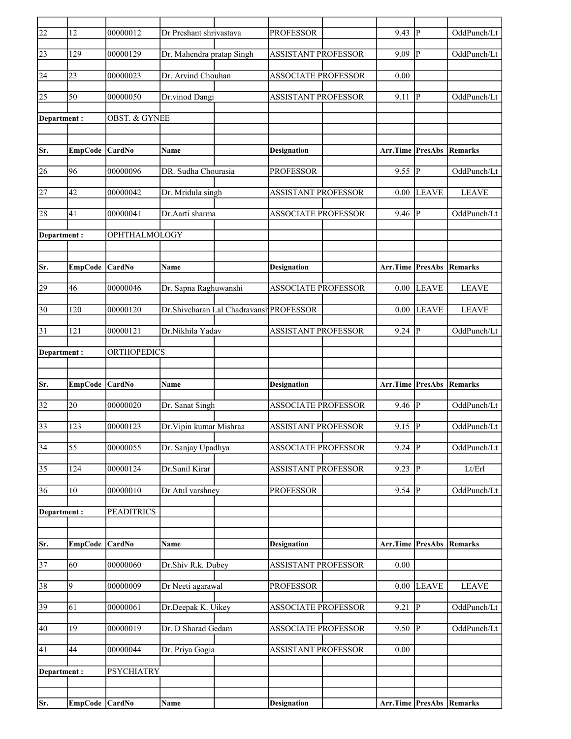| Sr. | EmpCode | CardNo | Name | Designation | Arr.Time | PresAbs | Remarks |
|---|---|---|---|---|---|---|---|
| 22 | 12 | 00000012 | Dr Preshant shrivastava | PROFESSOR | 9.43 | P | OddPunch/Lt |
| 23 | 129 | 00000129 | Dr. Mahendra pratap Singh | ASSISTANT PROFESSOR | 9.09 | P | OddPunch/Lt |
| 24 | 23 | 00000023 | Dr. Arvind Chouhan | ASSOCIATE PROFESSOR | 0.00 | | |
| 25 | 50 | 00000050 | Dr.vinod Dangi | ASSISTANT PROFESSOR | 9.11 | P | OddPunch/Lt |

**Department :** OBST. & GYNEE

| Sr. | EmpCode | CardNo | Name | Designation | Arr.Time | PresAbs | Remarks |
|---|---|---|---|---|---|---|---|
| 26 | 96 | 00000096 | DR. Sudha Chourasia | PROFESSOR | 9.55 | P | OddPunch/Lt |
| 27 | 42 | 00000042 | Dr. Mridula singh | ASSISTANT PROFESSOR | 0.00 | LEAVE | LEAVE |
| 28 | 41 | 00000041 | Dr.Aarti sharma | ASSOCIATE PROFESSOR | 9.46 | P | OddPunch/Lt |

**Department :** OPHTHALMOLOGY

| Sr. | EmpCode | CardNo | Name | Designation | Arr.Time | PresAbs | Remarks |
|---|---|---|---|---|---|---|---|
| 29 | 46 | 00000046 | Dr. Sapna Raghuwanshi | ASSOCIATE PROFESSOR | 0.00 | LEAVE | LEAVE |
| 30 | 120 | 00000120 | Dr.Shivcharan Lal Chadravansh | PROFESSOR | 0.00 | LEAVE | LEAVE |
| 31 | 121 | 00000121 | Dr.Nikhila Yadav | ASSISTANT PROFESSOR | 9.24 | P | OddPunch/Lt |

**Department :** ORTHOPEDICS

| Sr. | EmpCode | CardNo | Name | Designation | Arr.Time | PresAbs | Remarks |
|---|---|---|---|---|---|---|---|
| 32 | 20 | 00000020 | Dr. Sanat Singh | ASSOCIATE PROFESSOR | 9.46 | P | OddPunch/Lt |
| 33 | 123 | 00000123 | Dr.Vipin kumar Mishraa | ASSISTANT PROFESSOR | 9.15 | P | OddPunch/Lt |
| 34 | 55 | 00000055 | Dr. Sanjay Upadhya | ASSOCIATE PROFESSOR | 9.24 | P | OddPunch/Lt |
| 35 | 124 | 00000124 | Dr.Sunil Kirar | ASSISTANT PROFESSOR | 9.23 | P | Lt/Erl |
| 36 | 10 | 00000010 | Dr Atul varshney | PROFESSOR | 9.54 | P | OddPunch/Lt |

**Department :** PEADITRICS

| Sr. | EmpCode | CardNo | Name | Designation | Arr.Time | PresAbs | Remarks |
|---|---|---|---|---|---|---|---|
| 37 | 60 | 00000060 | Dr.Shiv R.k. Dubey | ASSISTANT PROFESSOR | 0.00 | | |
| 38 | 9 | 00000009 | Dr Neeti agarawal | PROFESSOR | 0.00 | LEAVE | LEAVE |
| 39 | 61 | 00000061 | Dr.Deepak K. Uikey | ASSOCIATE PROFESSOR | 9.21 | P | OddPunch/Lt |
| 40 | 19 | 00000019 | Dr. D Sharad Gedam | ASSOCIATE PROFESSOR | 9.50 | P | OddPunch/Lt |
| 41 | 44 | 00000044 | Dr. Priya Gogia | ASSISTANT PROFESSOR | 0.00 | | |

**Department :** PSYCHIATRY

| Sr. | EmpCode | CardNo | Name | Designation | Arr.Time | PresAbs | Remarks |
|---|---|---|---|---|---|---|---|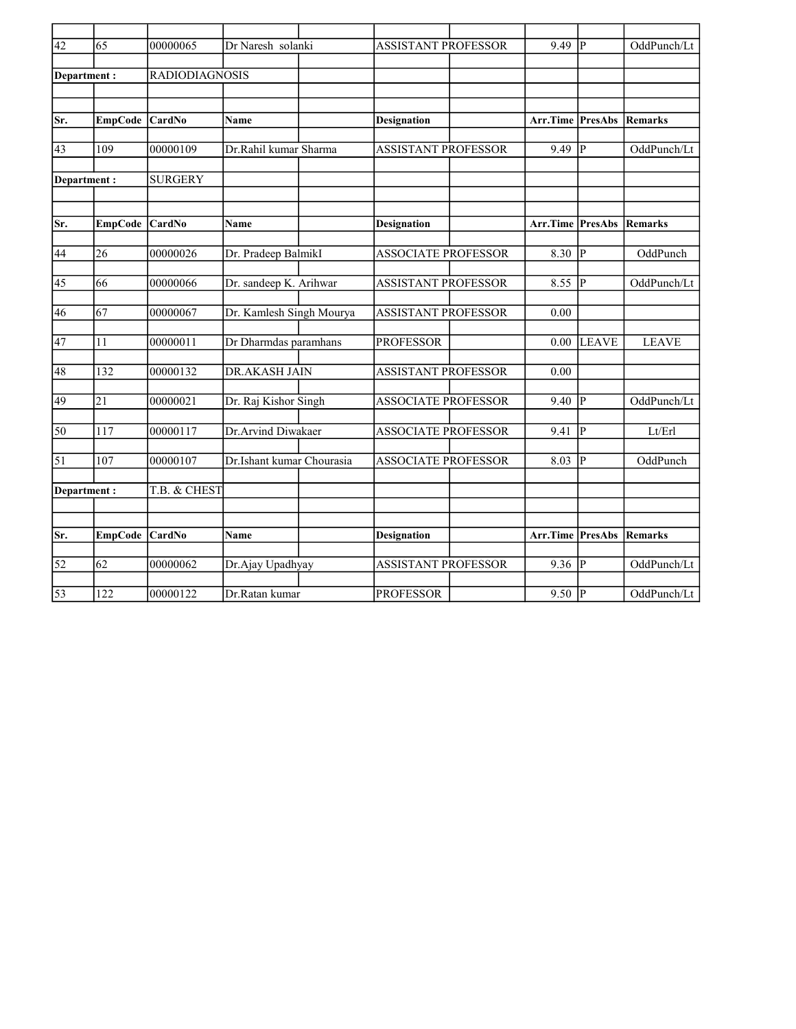| Sr. | EmpCode | CardNo | Name | Designation | Arr.Time | PresAbs | Remarks |
|---|---|---|---|---|---|---|---|
| 42 | 65 | 00000065 | Dr Naresh solanki | ASSISTANT PROFESSOR | 9.49 | P | OddPunch/Lt |
| **Department :** | | RADIODIAGNOSIS | | | | | |
| **Sr.** | **EmpCode** | **CardNo** | **Name** | **Designation** | **Arr.Time** | **PresAbs** | **Remarks** |
| 43 | 109 | 00000109 | Dr.Rahil kumar Sharma | ASSISTANT PROFESSOR | 9.49 | P | OddPunch/Lt |
| **Department :** | | SURGERY | | | | | |
| **Sr.** | **EmpCode** | **CardNo** | **Name** | **Designation** | **Arr.Time** | **PresAbs** | **Remarks** |
| 44 | 26 | 00000026 | Dr. Pradeep BalmikI | ASSOCIATE PROFESSOR | 8.30 | P | OddPunch |
| 45 | 66 | 00000066 | Dr. sandeep K. Arihwar | ASSISTANT PROFESSOR | 8.55 | P | OddPunch/Lt |
| 46 | 67 | 00000067 | Dr. Kamlesh Singh Mourya | ASSISTANT PROFESSOR | 0.00 | | |
| 47 | 11 | 00000011 | Dr Dharmdas paramhans | PROFESSOR | 0.00 | LEAVE | LEAVE |
| 48 | 132 | 00000132 | DR.AKASH JAIN | ASSISTANT PROFESSOR | 0.00 | | |
| 49 | 21 | 00000021 | Dr. Raj Kishor Singh | ASSOCIATE PROFESSOR | 9.40 | P | OddPunch/Lt |
| 50 | 117 | 00000117 | Dr.Arvind Diwakaer | ASSOCIATE PROFESSOR | 9.41 | P | Lt/Erl |
| 51 | 107 | 00000107 | Dr.Ishant kumar Chourasia | ASSOCIATE PROFESSOR | 8.03 | P | OddPunch |
| **Department :** | | T.B. & CHEST | | | | | |
| **Sr.** | **EmpCode** | **CardNo** | **Name** | **Designation** | **Arr.Time** | **PresAbs** | **Remarks** |
| 52 | 62 | 00000062 | Dr.Ajay Upadhyay | ASSISTANT PROFESSOR | 9.36 | P | OddPunch/Lt |
| 53 | 122 | 00000122 | Dr.Ratan kumar | PROFESSOR | 9.50 | P | OddPunch/Lt |